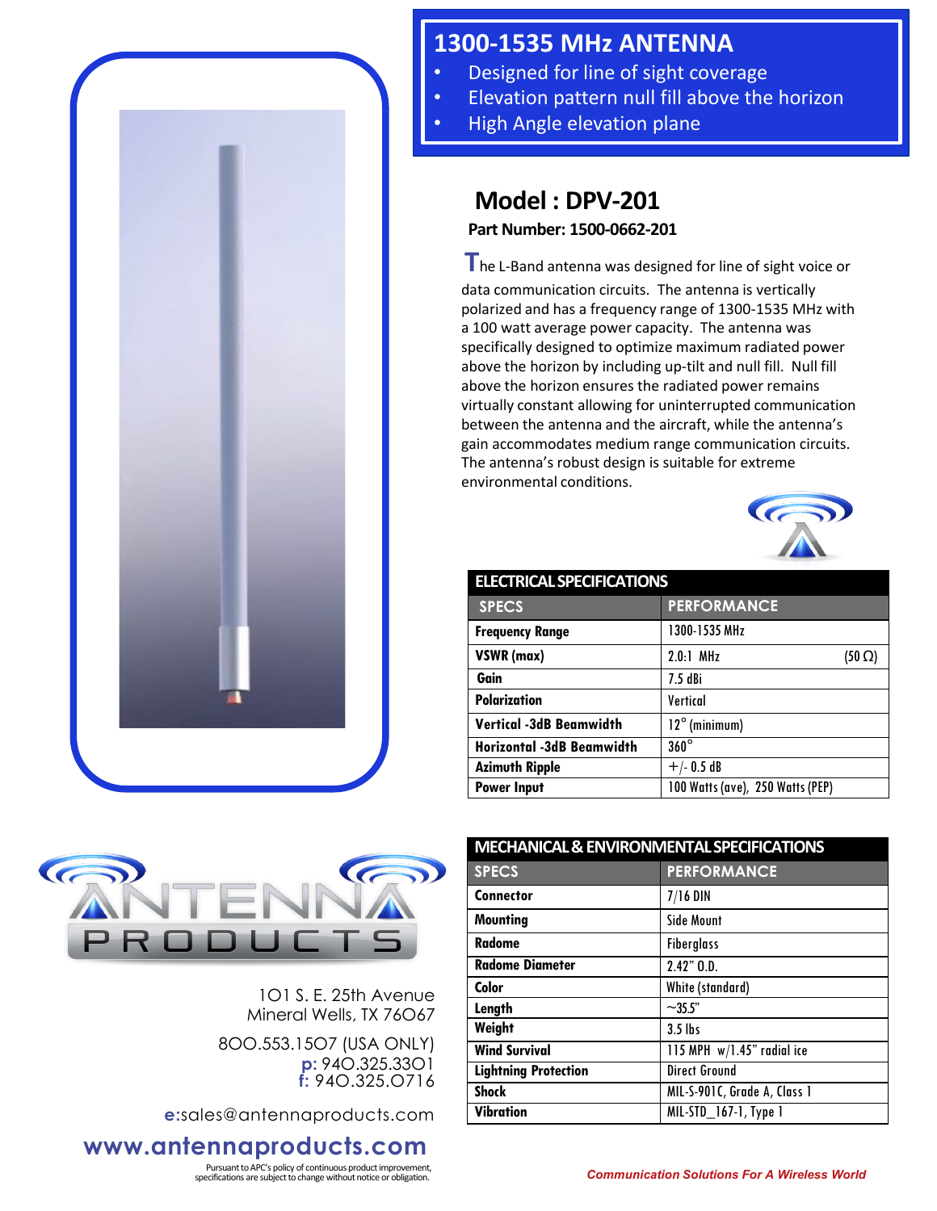# 1300-1535 MHz ANTENNA

- Designed for line of sight coverage
- Elevation pattern null fill above the horizon
- High Angle elevation plane

## Model : DPV-201

**Part Number: 1500-0662-201**

The L-Band antenna was designed for line of sight voice or data communication circuits. The antenna is vertically polarized and has a frequency range of 1300-1535 MHz with a 100 watt average power capacity. The antenna was specifically designed to optimize maximum radiated power above the horizon by including up-tilt and null fill. Null fill above the horizon ensures the radiated power remains virtually constant allowing for uninterrupted communication between the antenna and the aircraft, while the antenna's gain accommodates medium range communication circuits. The antenna's robust design is suitable for extreme environmental conditions.

### ELECTRICAL SPECIFICATIONS

| SPECS | PERFORMANCE |
|---|---|
| **Frequency Range** | 1300-1535 MHz |
| **VSWR (max)** | 2.0:1 MHz (50 Ω) |
| **Gain** | 7.5 dBi |
| **Polarization** | Vertical |
| **Vertical -3dB Beamwidth** | 12° (minimum) |
| **Horizontal -3dB Beamwidth** | 360° |
| **Azimuth Ripple** | +/- 0.5 dB |
| **Power Input** | 100 Watts (ave), 250 Watts (PEP) |

### MECHANICAL & ENVIRONMENTAL SPECIFICATIONS

| SPECS | PERFORMANCE |
|---|---|
| **Connector** | 7/16 DIN |
| **Mounting** | Side Mount |
| **Radome** | Fiberglass |
| **Radome Diameter** | 2.42" O.D. |
| **Color** | White (standard) |
| **Length** | ~35.5" |
| **Weight** | 3.5 lbs |
| **Wind Survival** | 115 MPH w/1.45" radial ice |
| **Lightning Protection** | Direct Ground |
| **Shock** | MIL-S-901C, Grade A, Class 1 |
| **Vibration** | MIL-STD_167-1, Type 1 |

ANTENNA PRODUCTS

101 S. E. 25th Avenue
Mineral Wells, TX 76067

800.553.1507 (USA ONLY)
p: 940.325.3301
f: 940.325.0716

e:sales@antennaproducts.com

**www.antennaproducts.com**

Pursuant to APC's policy of continuous product improvement, specifications are subject to change without notice or obligation.

*Communication Solutions For A Wireless World*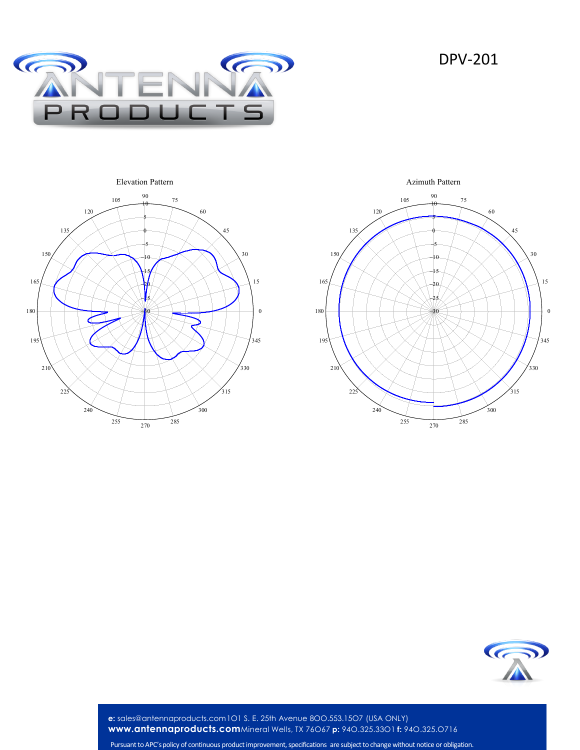DPV-201

Elevation Pattern

90
75
60
45
30
15
0
345
330
315
300
285
270
255
240
225
210
195
180
165
150
135
120
105

10
5
0
-5
-10
-15
-20
-25
-30

Azimuth Pattern

90
75
60
45
30
15
0
345
330
315
300
285
270
255
240
225
210
195
180
165
150
135
120
105

10
5
0
-5
-10
-15
-20
-25
-30

**e:** sales@antennaproducts.com 101 S. E. 25th Avenue 800.553.1507 (USA ONLY)
**www.antennaproducts.com** Mineral Wells, TX 76067 **p:** 940.325.3301 **f:** 940.325.0716

Pursuant to APC's policy of continuous product improvement, specifications are subject to change without notice or obligation.